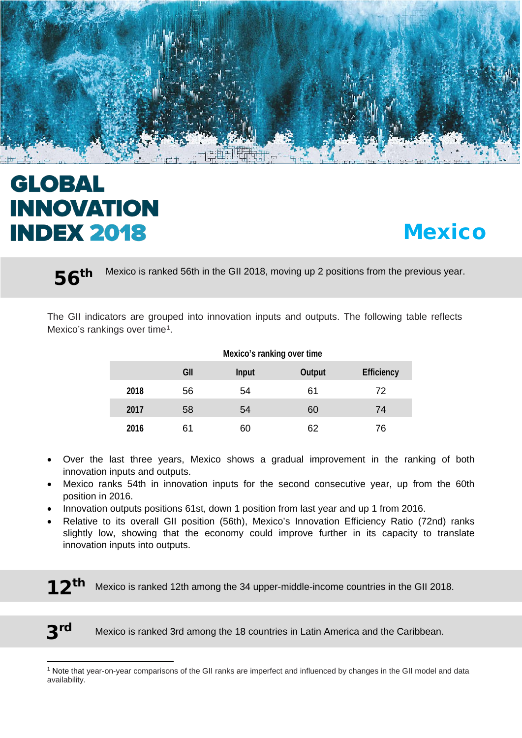# GLOBAL INNOVATION INDEX 2018

# Mexico

**56th** Mexico is ranked 56th in the GII 2018, moving up 2 positions from the previous year.

The GII indicators are grouped into innovation inputs and outputs. The following table reflects Mexico's rankings over time[1].

**Mexico's ranking over time**

| | GII | Input | Output | Efficiency |
|---|---|---|---|---|
| **2018** | 56 | 54 | 61 | 72 |
| **2017** | 58 | 54 | 60 | 74 |
| **2016** | 61 | 60 | 62 | 76 |

- Over the last three years, Mexico shows a gradual improvement in the ranking of both innovation inputs and outputs.
- Mexico ranks 54th in innovation inputs for the second consecutive year, up from the 60th position in 2016.
- Innovation outputs positions 61st, down 1 position from last year and up 1 from 2016.
- Relative to its overall GII position (56th), Mexico's Innovation Efficiency Ratio (72nd) ranks slightly low, showing that the economy could improve further in its capacity to translate innovation inputs into outputs.

**12th** Mexico is ranked 12th among the 34 upper-middle-income countries in the GII 2018.

**3rd** Mexico is ranked 3rd among the 18 countries in Latin America and the Caribbean.

---

[1] Note that year-on-year comparisons of the GII ranks are imperfect and influenced by changes in the GII model and data availability.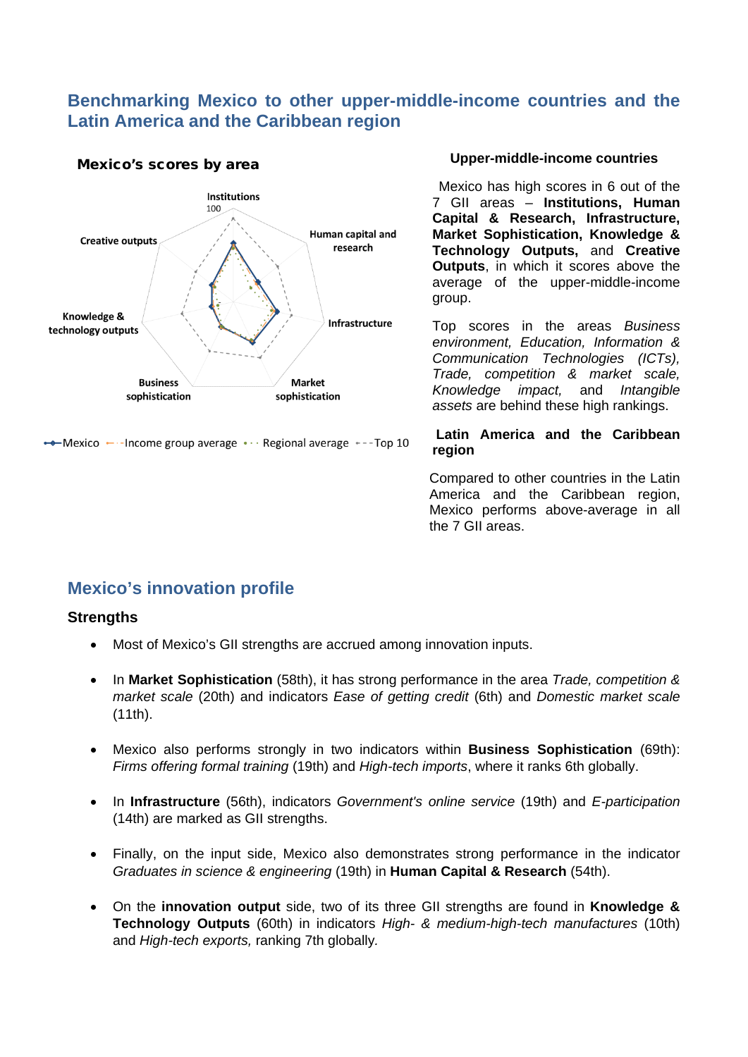## Benchmarking Mexico to other upper-middle-income countries and the Latin America and the Caribbean region

**Mexico's scores by area**

Institutions
100
Human capital and research
Infrastructure
Market sophistication
Business sophistication
Knowledge & technology outputs
Creative outputs

Mexico · Income group average · Regional average · Top 10

### Upper-middle-income countries

Mexico has high scores in 6 out of the 7 GII areas – **Institutions, Human Capital & Research, Infrastructure, Market Sophistication, Knowledge & Technology Outputs,** and **Creative Outputs**, in which it scores above the average of the upper-middle-income group.

Top scores in the areas *Business environment, Education, Information & Communication Technologies (ICTs), Trade, competition & market scale, Knowledge impact,* and *Intangible assets* are behind these high rankings.

### Latin America and the Caribbean region

Compared to other countries in the Latin America and the Caribbean region, Mexico performs above-average in all the 7 GII areas.

## Mexico's innovation profile

### Strengths

- Most of Mexico's GII strengths are accrued among innovation inputs.
- In **Market Sophistication** (58th), it has strong performance in the area *Trade, competition & market scale* (20th) and indicators *Ease of getting credit* (6th) and *Domestic market scale* (11th).
- Mexico also performs strongly in two indicators within **Business Sophistication** (69th): *Firms offering formal training* (19th) and *High-tech imports*, where it ranks 6th globally.
- In **Infrastructure** (56th), indicators *Government's online service* (19th) and *E-participation* (14th) are marked as GII strengths.
- Finally, on the input side, Mexico also demonstrates strong performance in the indicator *Graduates in science & engineering* (19th) in **Human Capital & Research** (54th).
- On the **innovation output** side, two of its three GII strengths are found in **Knowledge & Technology Outputs** (60th) in indicators *High- & medium-high-tech manufactures* (10th) and *High-tech exports,* ranking 7th globally.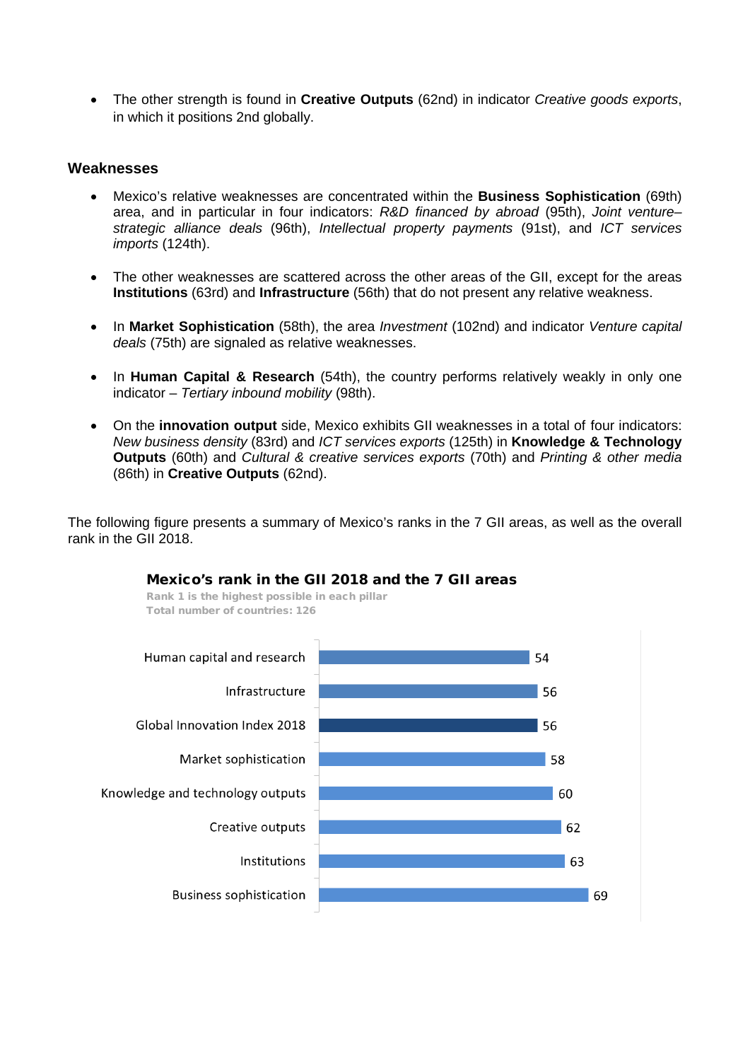- The other strength is found in **Creative Outputs** (62nd) in indicator *Creative goods exports*, in which it positions 2nd globally.

### Weaknesses

- Mexico's relative weaknesses are concentrated within the **Business Sophistication** (69th) area, and in particular in four indicators: *R&D financed by abroad* (95th), *Joint venture–strategic alliance deals* (96th), *Intellectual property payments* (91st), and *ICT services imports* (124th).

- The other weaknesses are scattered across the other areas of the GII, except for the areas **Institutions** (63rd) and **Infrastructure** (56th) that do not present any relative weakness.

- In **Market Sophistication** (58th), the area *Investment* (102nd) and indicator *Venture capital deals* (75th) are signaled as relative weaknesses.

- In **Human Capital & Research** (54th), the country performs relatively weakly in only one indicator – *Tertiary inbound mobility* (98th).

- On the **innovation output** side, Mexico exhibits GII weaknesses in a total of four indicators: *New business density* (83rd) and *ICT services exports* (125th) in **Knowledge & Technology Outputs** (60th) and *Cultural & creative services exports* (70th) and *Printing & other media* (86th) in **Creative Outputs** (62nd).

The following figure presents a summary of Mexico's ranks in the 7 GII areas, as well as the overall rank in the GII 2018.

**Mexico's rank in the GII 2018 and the 7 GII areas**

Rank 1 is the highest possible in each pillar
Total number of countries: 126

| Area | Rank |
|---|---|
| Human capital and research | 54 |
| Infrastructure | 56 |
| Global Innovation Index 2018 | 56 |
| Market sophistication | 58 |
| Knowledge and technology outputs | 60 |
| Creative outputs | 62 |
| Institutions | 63 |
| Business sophistication | 69 |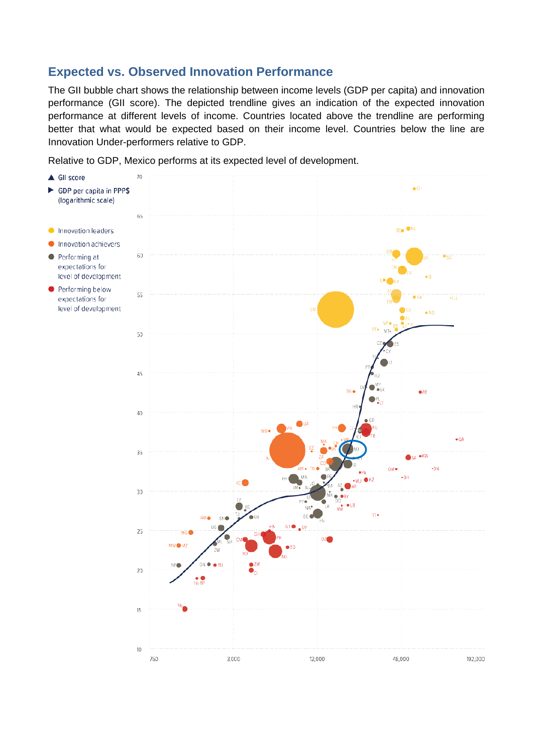## Expected vs. Observed Innovation Performance

The GII bubble chart shows the relationship between income levels (GDP per capita) and innovation performance (GII score). The depicted trendline gives an indication of the expected innovation performance at different levels of income. Countries located above the trendline are performing better that what would be expected based on their income level. Countries below the line are Innovation Under-performers relative to GDP.

Relative to GDP, Mexico performs at its expected level of development.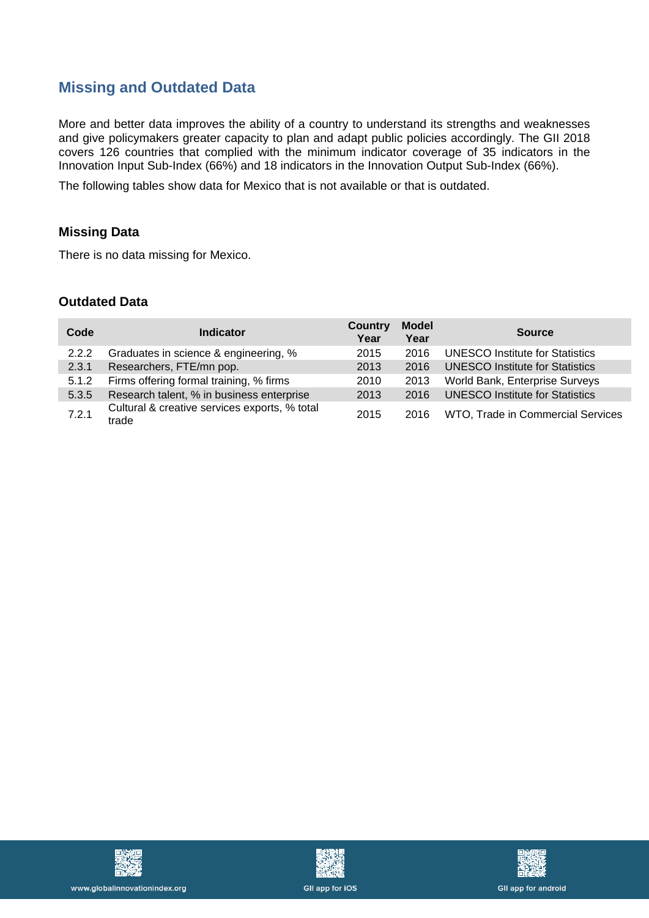## Missing and Outdated Data

More and better data improves the ability of a country to understand its strengths and weaknesses and give policymakers greater capacity to plan and adapt public policies accordingly. The GII 2018 covers 126 countries that complied with the minimum indicator coverage of 35 indicators in the Innovation Input Sub-Index (66%) and 18 indicators in the Innovation Output Sub-Index (66%).

The following tables show data for Mexico that is not available or that is outdated.

### Missing Data

There is no data missing for Mexico.

### Outdated Data

| Code | Indicator | Country Year | Model Year | Source |
|---|---|---|---|---|
| 2.2.2 | Graduates in science & engineering, % | 2015 | 2016 | UNESCO Institute for Statistics |
| 2.3.1 | Researchers, FTE/mn pop. | 2013 | 2016 | UNESCO Institute for Statistics |
| 5.1.2 | Firms offering formal training, % firms | 2010 | 2013 | World Bank, Enterprise Surveys |
| 5.3.5 | Research talent, % in business enterprise | 2013 | 2016 | UNESCO Institute for Statistics |
| 7.2.1 | Cultural & creative services exports, % total trade | 2015 | 2016 | WTO, Trade in Commercial Services |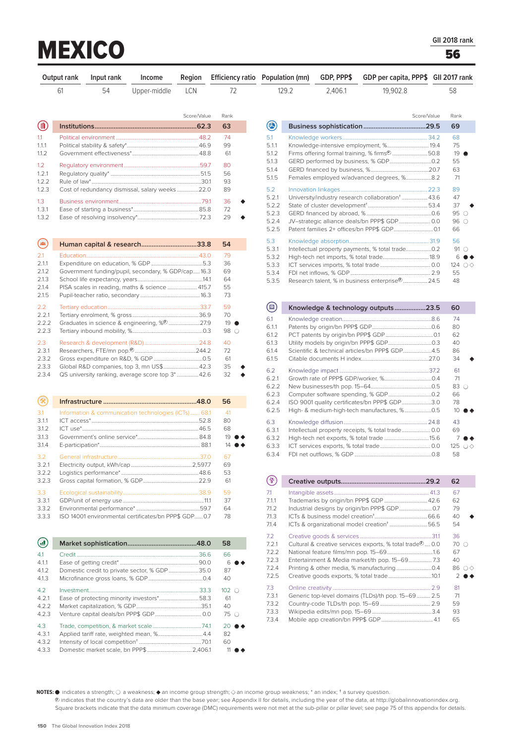# MEXICO

GII 2018 rank

**56**

| Output rank | Input rank | Income | Region | Efficiency ratio | Population (mn) | GDP, PPP$ | GDP per capita, PPP$ | GII 2017 rank |
|---|---|---|---|---|---|---|---|---|
| 61 | 54 | Upper-middle | LCN | 72 | 129.2 | 2,406.1 | 19,902.8 | 58 |

| | | Score/Value | Rank | |
|---|---|---|---|---|
| | **Institutions** | **62.3** | **63** | |
| 1.1 | Political environment | 48.2 | 74 | |
| 1.1.1 | Political stability & safety* | 46.9 | 99 | |
| 1.1.2 | Government effectiveness* | 48.8 | 61 | |
| 1.2 | Regulatory environment | 59.7 | 80 | |
| 1.2.1 | Regulatory quality* | 51.5 | 56 | |
| 1.2.2 | Rule of law* | 30.1 | 93 | |
| 1.2.3 | Cost of redundancy dismissal, salary weeks | 22.0 | 89 | |
| 1.3 | Business environment | 79.1 | 36 | ◆ |
| 1.3.1 | Ease of starting a business* | 85.8 | 72 | |
| 1.3.2 | Ease of resolving insolvency* | 72.3 | 29 | ◆ |
| | **Human capital & research** | **33.8** | **54** | |
| 2.1 | Education | 43.0 | 79 | |
| 2.1.1 | Expenditure on education, % GDP | 5.3 | 36 | |
| 2.1.2 | Government funding/pupil, secondary, % GDP/cap | 16.3 | 69 | |
| 2.1.3 | School life expectancy, years | 14.1 | 64 | |
| 2.1.4 | PISA scales in reading, maths & science | 415.7 | 55 | |
| 2.1.5 | Pupil-teacher ratio, secondary | 16.3 | 73 | |
| 2.2 | Tertiary education | 33.7 | 59 | |
| 2.2.1 | Tertiary enrolment, % gross | 36.9 | 70 | |
| 2.2.2 | Graduates in science & engineering, %ⓓ | 27.9 | 19 | ● |
| 2.2.3 | Tertiary inbound mobility, % | 0.3 | 98 | ○ |
| 2.3 | Research & development (R&D) | 24.8 | 40 | |
| 2.3.1 | Researchers, FTE/mn pop.ⓓ | 244.2 | 72 | |
| 2.3.2 | Gross expenditure on R&D, % GDP | 0.5 | 61 | |
| 2.3.3 | Global R&D companies, top 3, mn US$ | 42.3 | 35 | ◆ |
| 2.3.4 | QS university ranking, average score top 3* | 42.6 | 32 | ◆ |
| | **Infrastructure** | **48.0** | **56** | |
| 3.1 | Information & communication technologies (ICTs) | 68.1 | 41 | |
| 3.1.1 | ICT access* | 52.8 | 80 | |
| 3.1.2 | ICT use* | 46.5 | 68 | |
| 3.1.3 | Government's online service* | 84.8 | 19 | ● ◆ |
| 3.1.4 | E-participation* | 88.1 | 14 | ● ◆ |
| 3.2 | General infrastructure | 37.0 | 67 | |
| 3.2.1 | Electricity output, kWh/cap | 2,597.7 | 69 | |
| 3.2.2 | Logistics performance* | 48.6 | 53 | |
| 3.2.3 | Gross capital formation, % GDP | 22.9 | 61 | |
| 3.3 | Ecological sustainability | 38.9 | 59 | |
| 3.3.1 | GDP/unit of energy use | 11.1 | 37 | |
| 3.3.2 | Environmental performance* | 59.7 | 64 | |
| 3.3.3 | ISO 14001 environmental certificates/bn PPP$ GDP | 0.7 | 78 | |
| | **Market sophistication** | **48.0** | **58** | |
| 4.1 | Credit | 36.6 | 66 | |
| 4.1.1 | Ease of getting credit* | 90.0 | 6 | ● ◆ |
| 4.1.2 | Domestic credit to private sector, % GDP | 35.0 | 87 | |
| 4.1.3 | Microfinance gross loans, % GDP | 0.4 | 40 | |
| 4.2 | Investment | 33.3 | 102 | ○ |
| 4.2.1 | Ease of protecting minority investors* | 58.3 | 61 | |
| 4.2.2 | Market capitalization, % GDP | 35.1 | 40 | |
| 4.2.3 | Venture capital deals/bn PPP$ GDP | 0.0 | 75 | ○ |
| 4.3 | Trade, competition, & market scale | 74.1 | 20 | ● ◆ |
| 4.3.1 | Applied tariff rate, weighted mean, % | 4.4 | 82 | |
| 4.3.2 | Intensity of local competition† | 70.1 | 60 | |
| 4.3.3 | Domestic market scale, bn PPP$ | 2,406.1 | 11 | ● ◆ |

| | | Score/Value | Rank | |
|---|---|---|---|---|
| | **Business sophistication** | **29.5** | **69** | |
| 5.1 | Knowledge workers | 34.2 | 68 | |
| 5.1.1 | Knowledge-intensive employment, % | 19.4 | 75 | |
| 5.1.2 | Firms offering formal training, % firmsⓓ | 50.8 | 19 | ● |
| 5.1.3 | GERD performed by business, % GDP | 0.2 | 55 | |
| 5.1.4 | GERD financed by business, % | 20.7 | 63 | |
| 5.1.5 | Females employed w/advanced degrees, % | 8.2 | 71 | |
| 5.2 | Innovation linkages | 22.3 | 89 | |
| 5.2.1 | University/industry research collaboration† | 43.6 | 47 | |
| 5.2.2 | State of cluster development† | 53.4 | 37 | ◆ |
| 5.2.3 | GERD financed by abroad, % | 0.6 | 95 | ○ |
| 5.2.4 | JV–strategic alliance deals/bn PPP$ GDP | 0.0 | 96 | ○ |
| 5.2.5 | Patent families 2+ offices/bn PPP$ GDP | 0.1 | 66 | |
| 5.3 | Knowledge absorption | 31.9 | 56 | |
| 5.3.1 | Intellectual property payments, % total trade | 0.2 | 91 | ○ |
| 5.3.2 | High-tech net imports, % total trade | 18.9 | 6 | ● ◆ |
| 5.3.3 | ICT services imports, % total trade | 0.0 | 124 | ○ ◇ |
| 5.3.4 | FDI net inflows, % GDP | 2.9 | 55 | |
| 5.3.5 | Research talent, % in business enterpriseⓓ | 24.5 | 48 | |
| | **Knowledge & technology outputs** | **23.5** | **60** | |
| 6.1 | Knowledge creation | 8.6 | 74 | |
| 6.1.1 | Patents by origin/bn PPP$ GDP | 0.6 | 80 | |
| 6.1.2 | PCT patents by origin/bn PPP$ GDP | 0.1 | 62 | |
| 6.1.3 | Utility models by origin/bn PPP$ GDP | 0.3 | 40 | |
| 6.1.4 | Scientific & technical articles/bn PPP$ GDP | 4.5 | 86 | |
| 6.1.5 | Citable documents H index | 27.0 | 34 | ◆ |
| 6.2 | Knowledge impact | 37.2 | 61 | |
| 6.2.1 | Growth rate of PPP$ GDP/worker, % | 0.4 | 71 | |
| 6.2.2 | New businesses/th pop. 15–64 | 0.5 | 83 | ○ |
| 6.2.3 | Computer software spending, % GDP | 0.2 | 66 | |
| 6.2.4 | ISO 9001 quality certificates/bn PPP$ GDP | 3.0 | 78 | |
| 6.2.5 | High- & medium-high-tech manufactures, % | 0.5 | 10 | ● ◆ |
| 6.3 | Knowledge diffusion | 24.8 | 43 | |
| 6.3.1 | Intellectual property receipts, % total trade | 0.0 | 69 | |
| 6.3.2 | High-tech net exports, % total trade | 15.6 | 7 | ● ◆ |
| 6.3.3 | ICT services exports, % total trade | 0.0 | 125 | ○ ◇ |
| 6.3.4 | FDI net outflows, % GDP | 0.8 | 58 | |
| | **Creative outputs** | **29.2** | **62** | |
| 7.1 | Intangible assets | 41.3 | 67 | |
| 7.1.1 | Trademarks by origin/bn PPP$ GDP | 42.6 | 62 | |
| 7.1.2 | Industrial designs by origin/bn PPP$ GDP | 0.7 | 79 | |
| 7.1.3 | ICTs & business model creation† | 66.6 | 40 | ◆ |
| 7.1.4 | ICTs & organizational model creation† | 56.5 | 54 | |
| 7.2 | Creative goods & services | 31.1 | 36 | |
| 7.2.1 | Cultural & creative services exports, % total tradeⓓ | 0.0 | 70 | ○ |
| 7.2.2 | National feature films/mn pop. 15–69 | 1.6 | 67 | |
| 7.2.3 | Entertainment & Media market/th pop. 15–69 | 7.3 | 40 | |
| 7.2.4 | Printing & other media, % manufacturing | 0.4 | 86 | ○ ◇ |
| 7.2.5 | Creative goods exports, % total trade | 10.1 | 2 | ● ◆ |
| 7.3 | Online creativity | 2.9 | 81 | |
| 7.3.1 | Generic top-level domains (TLDs)/th pop. 15–69 | 2.5 | 71 | |
| 7.3.2 | Country-code TLDs/th pop. 15–69 | 2.9 | 59 | |
| 7.3.3 | Wikipedia edits/mn pop. 15–69 | 3.4 | 93 | |
| 7.3.4 | Mobile app creation/bn PPP$ GDP | 4.1 | 65 | |

**NOTES:** ● indicates a strength; ○ a weakness; ◆ an income group strength; ◇ an income group weakness; * an index; † a survey question.
ⓓ indicates that the country's data are older than the base year; see Appendix II for details, including the year of the data, at http://globalinnovationindex.org.
Square brackets indicate that the data minimum coverage (DMC) requirements were not met at the sub-pillar or pillar level; see page 75 of this appendix for details.